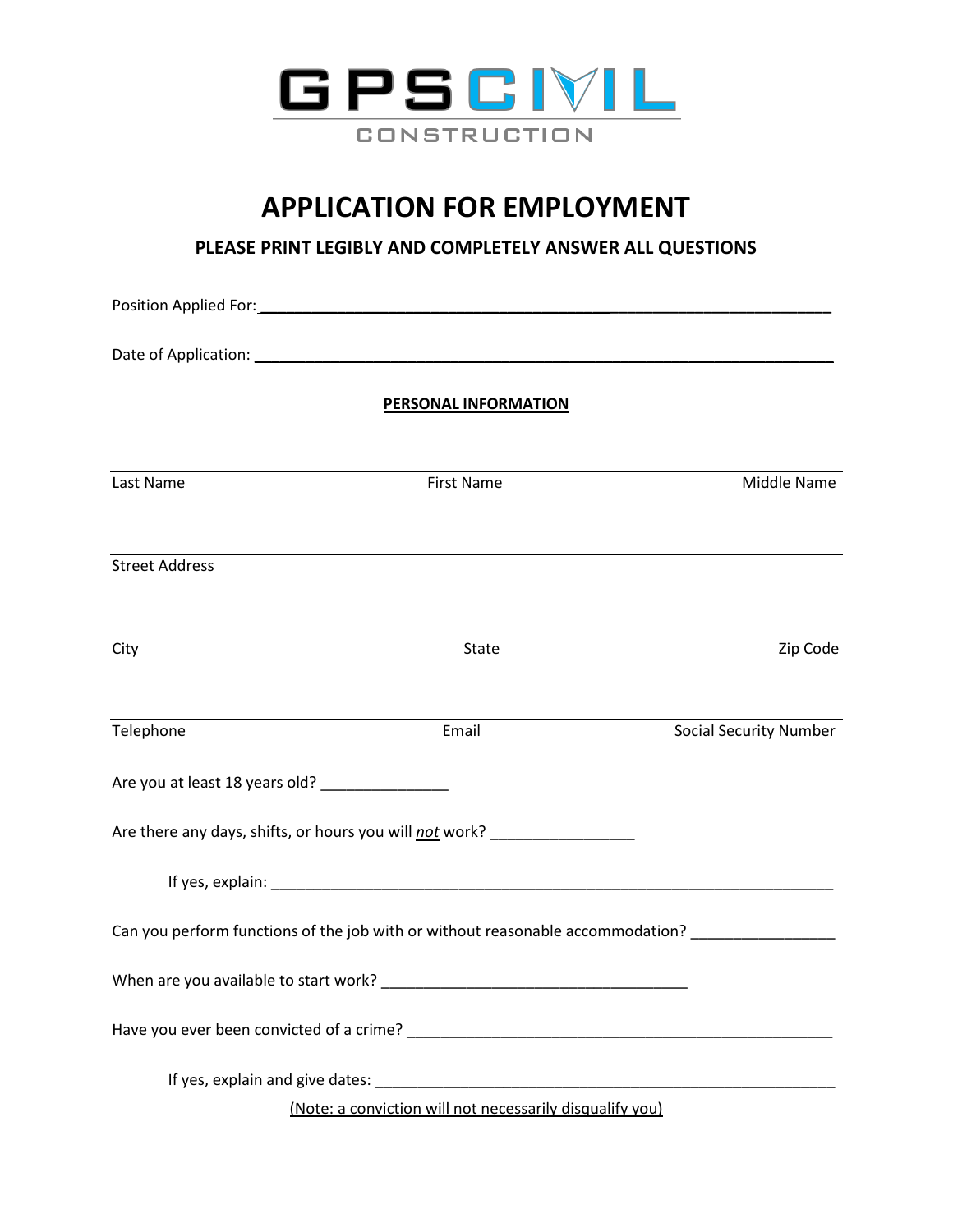GPS CIVIL
CONSTRUCTION

# APPLICATION FOR EMPLOYMENT

### PLEASE PRINT LEGIBLY AND COMPLETELY ANSWER ALL QUESTIONS

Position Applied For: ____________________________________________________________

Date of Application: ____________________________________________________________

**PERSONAL INFORMATION**

| Last Name | First Name | Middle Name |
|---|---|---|

Street Address

| City | State | Zip Code |
|---|---|---|

| Telephone | Email | Social Security Number |
|---|---|---|

Are you at least 18 years old? _______________

Are there any days, shifts, or hours you will *not* work? _________________

If yes, explain: ______________________________________________________________________

Can you perform functions of the job with or without reasonable accommodation? _________________

When are you available to start work? _____________________________________

Have you ever been convicted of a crime? ____________________________________________________

If yes, explain and give dates: _________________________________________________________

(Note: a conviction will not necessarily disqualify you)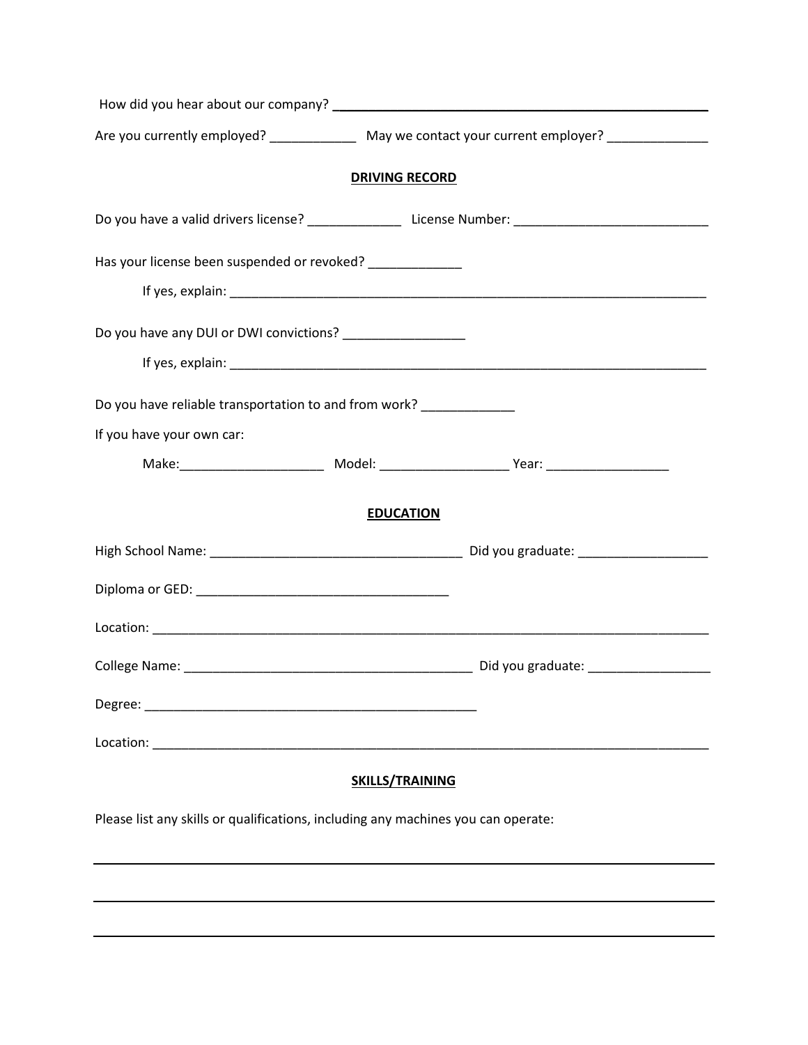How did you hear about our company? ____________________________________________________

Are you currently employed? ____________ May we contact your current employer? ______________

## DRIVING RECORD

Do you have a valid drivers license? _____________ License Number: ___________________________

Has your license been suspended or revoked? _____________

If yes, explain: ______________________________________________________________________

Do you have any DUI or DWI convictions? _________________

If yes, explain: ______________________________________________________________________

Do you have reliable transportation to and from work? _____________

If you have your own car:

Make:____________________ Model: _________________ Year: _________________

## EDUCATION

High School Name: ____________________________________ Did you graduate: __________________

Diploma or GED: ____________________________________

Location: ________________________________________________________________________________

College Name: _________________________________________ Did you graduate: _________________

Degree: ________________________________________________

Location: ________________________________________________________________________________

## SKILLS/TRAINING

Please list any skills or qualifications, including any machines you can operate:

______________________________________________________________________________________

______________________________________________________________________________________

______________________________________________________________________________________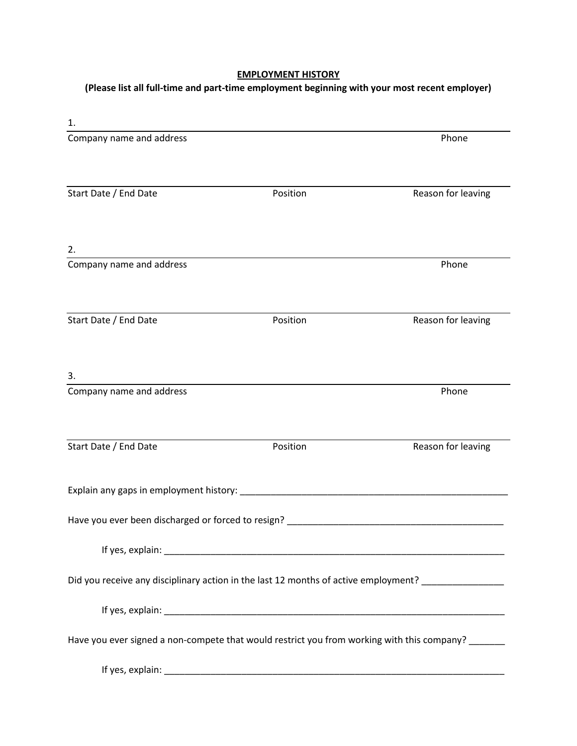**EMPLOYMENT HISTORY**

**(Please list all full-time and part-time employment beginning with your most recent employer)**

1.

Company name and address                                                                                     Phone

Start Date / End Date                                    Position                                    Reason for leaving

2.

Company name and address                                                                                     Phone

Start Date / End Date                                    Position                                    Reason for leaving

3.

Company name and address                                                                                     Phone

Start Date / End Date                                    Position                                    Reason for leaving

Explain any gaps in employment history: _______________________________________________________

Have you ever been discharged or forced to resign? ___________________________________________

If yes, explain: ______________________________________________________________________

Did you receive any disciplinary action in the last 12 months of active employment? ________________

If yes, explain: ______________________________________________________________________

Have you ever signed a non-compete that would restrict you from working with this company? _______

If yes, explain: ______________________________________________________________________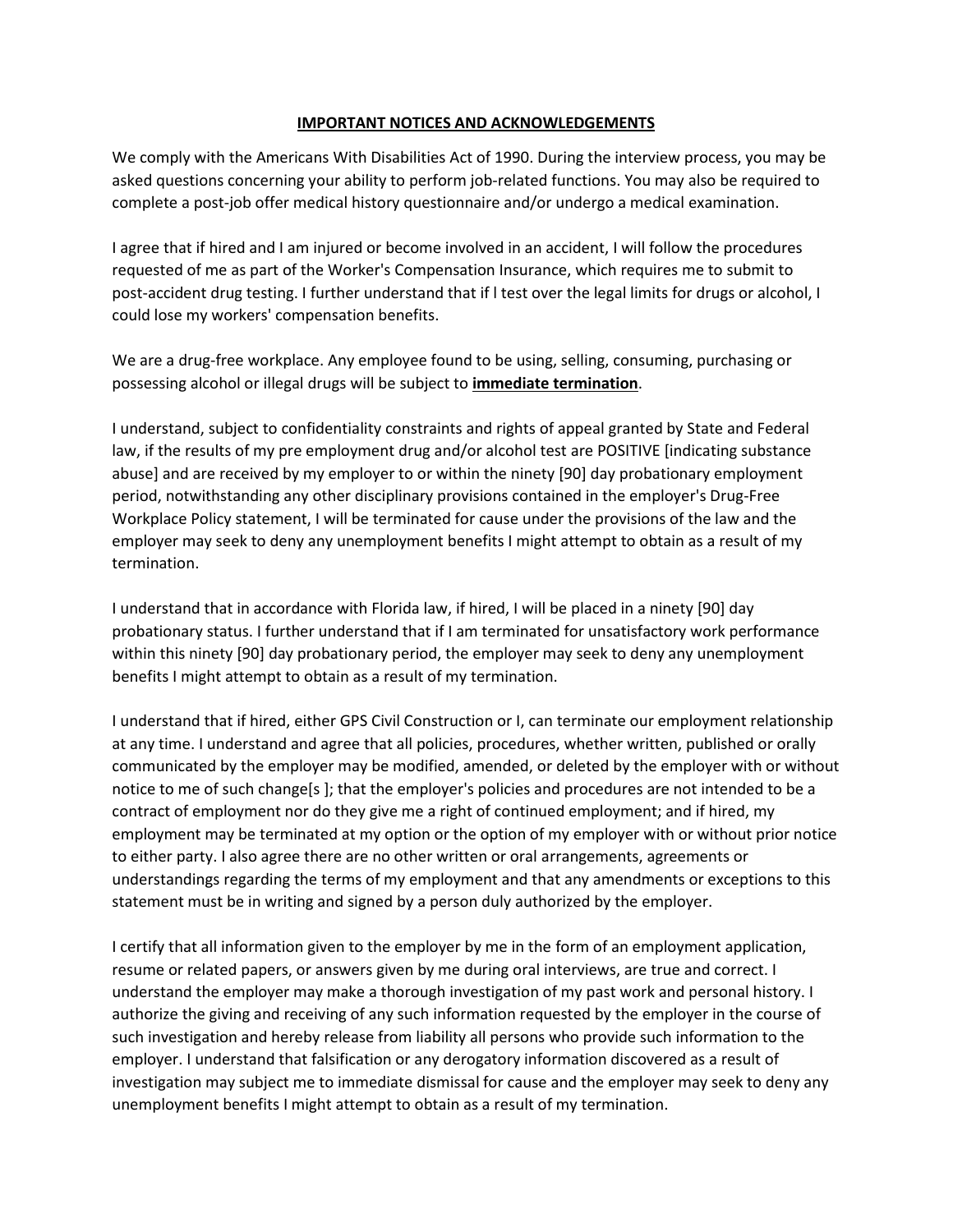**IMPORTANT NOTICES AND ACKNOWLEDGEMENTS**

We comply with the Americans With Disabilities Act of 1990. During the interview process, you may be asked questions concerning your ability to perform job-related functions. You may also be required to complete a post-job offer medical history questionnaire and/or undergo a medical examination.

I agree that if hired and I am injured or become involved in an accident, I will follow the procedures requested of me as part of the Worker's Compensation Insurance, which requires me to submit to post-accident drug testing. I further understand that if l test over the legal limits for drugs or alcohol, I could lose my workers' compensation benefits.

We are a drug-free workplace. Any employee found to be using, selling, consuming, purchasing or possessing alcohol or illegal drugs will be subject to **immediate termination**.

I understand, subject to confidentiality constraints and rights of appeal granted by State and Federal law, if the results of my pre employment drug and/or alcohol test are POSITIVE [indicating substance abuse] and are received by my employer to or within the ninety [90] day probationary employment period, notwithstanding any other disciplinary provisions contained in the employer's Drug-Free Workplace Policy statement, I will be terminated for cause under the provisions of the law and the employer may seek to deny any unemployment benefits I might attempt to obtain as a result of my termination.

I understand that in accordance with Florida law, if hired, I will be placed in a ninety [90] day probationary status. I further understand that if I am terminated for unsatisfactory work performance within this ninety [90] day probationary period, the employer may seek to deny any unemployment benefits I might attempt to obtain as a result of my termination.

I understand that if hired, either GPS Civil Construction or I, can terminate our employment relationship at any time. I understand and agree that all policies, procedures, whether written, published or orally communicated by the employer may be modified, amended, or deleted by the employer with or without notice to me of such change[s ]; that the employer's policies and procedures are not intended to be a contract of employment nor do they give me a right of continued employment; and if hired, my employment may be terminated at my option or the option of my employer with or without prior notice to either party. I also agree there are no other written or oral arrangements, agreements or understandings regarding the terms of my employment and that any amendments or exceptions to this statement must be in writing and signed by a person duly authorized by the employer.

I certify that all information given to the employer by me in the form of an employment application, resume or related papers, or answers given by me during oral interviews, are true and correct. I understand the employer may make a thorough investigation of my past work and personal history. I authorize the giving and receiving of any such information requested by the employer in the course of such investigation and hereby release from liability all persons who provide such information to the employer. I understand that falsification or any derogatory information discovered as a result of investigation may subject me to immediate dismissal for cause and the employer may seek to deny any unemployment benefits I might attempt to obtain as a result of my termination.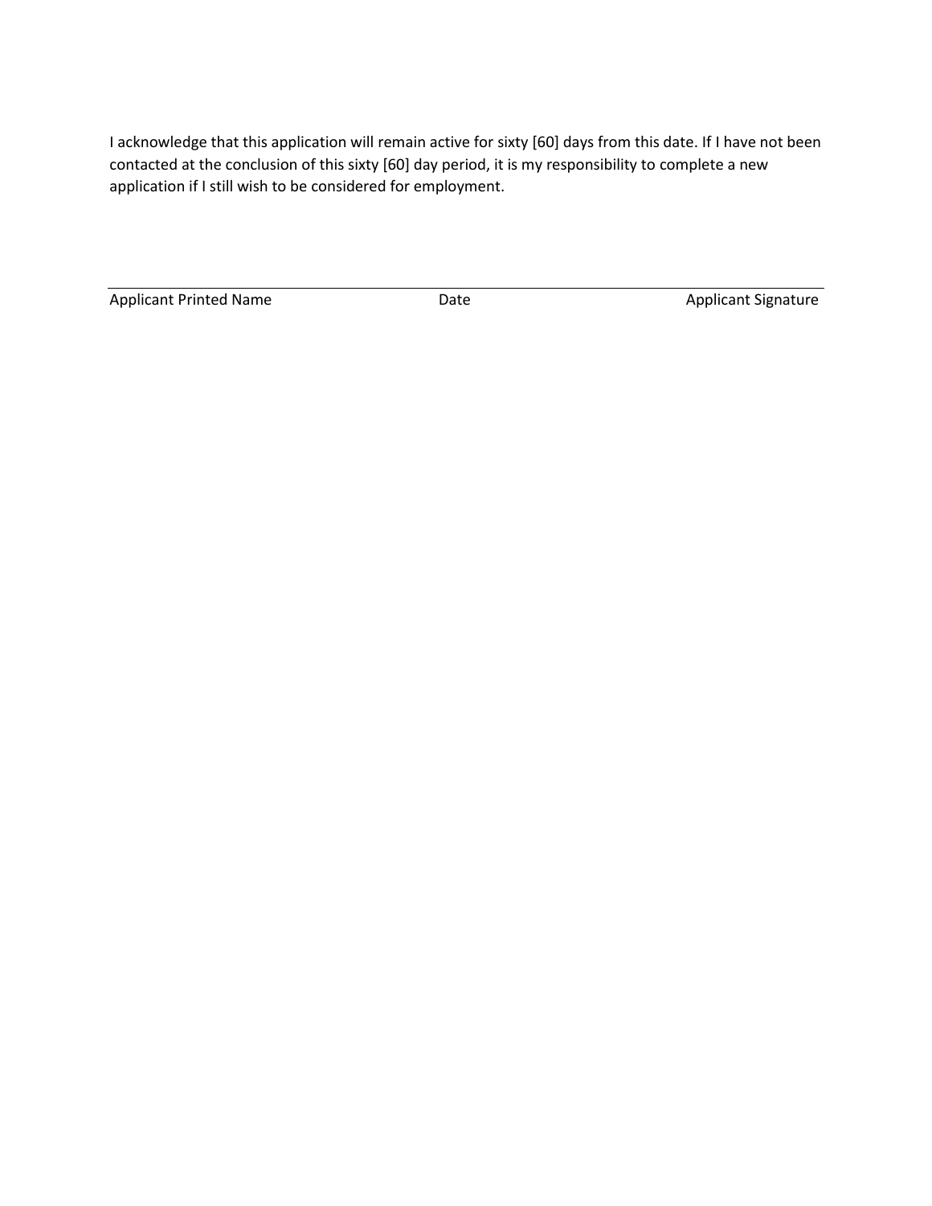I acknowledge that this application will remain active for sixty [60] days from this date. If I have not been contacted at the conclusion of this sixty [60] day period, it is my responsibility to complete a new application if I still wish to be considered for employment.

______________________________________________________________________________

Applicant Printed Name                    Date                    Applicant Signature